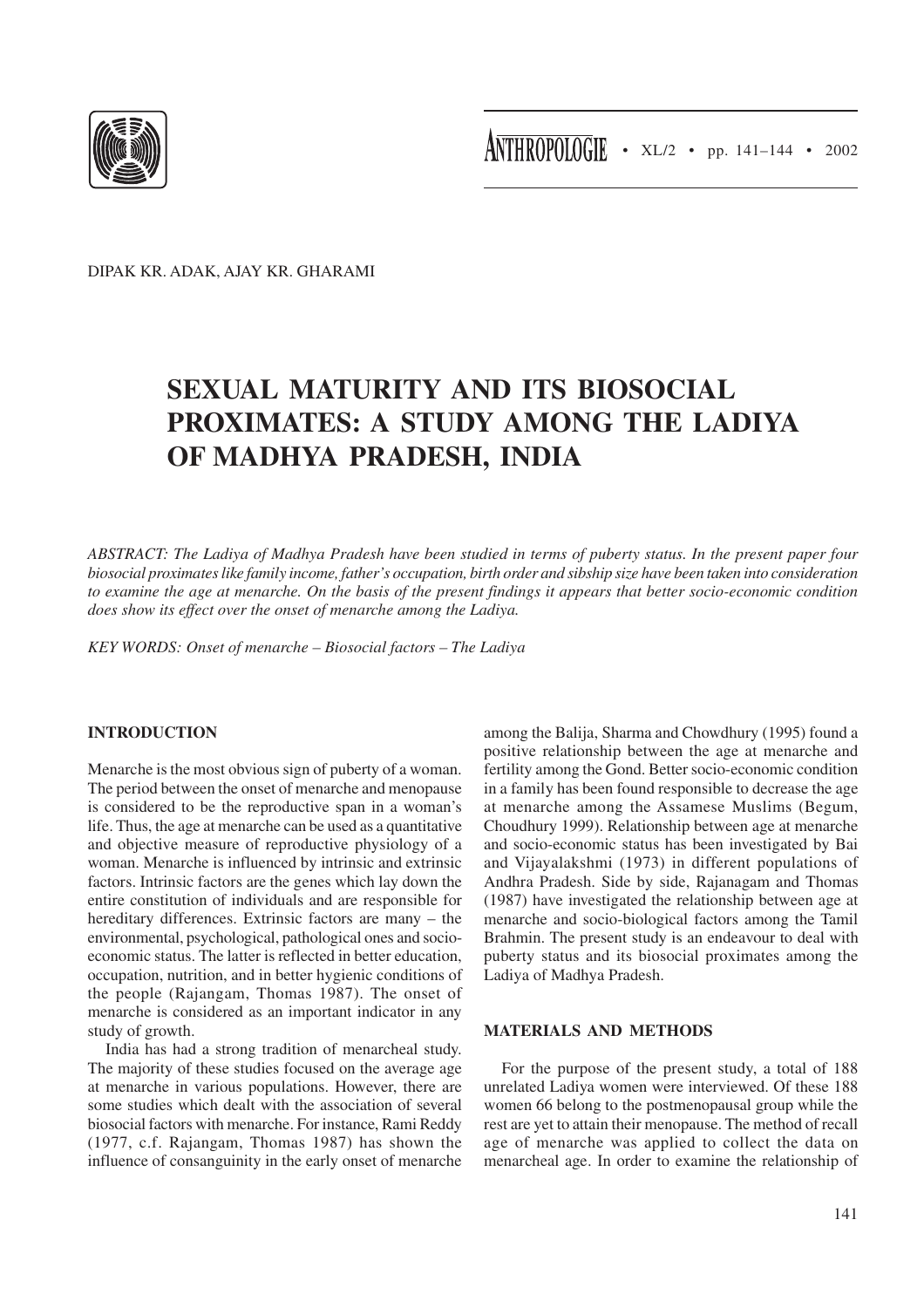DIPAK KR. ADAK, AJAY KR. GHARAMI

# SEXUAL MATURITY AND ITS BIOSOCIAL PROXIMATES: A STUDY AMONG THE LADIYA OF MADHYA PRADESH, INDIA

*ABSTRACT: The Ladiya of Madhya Pradesh have been studied in terms of puberty status. In the present paper four biosocial proximates like family income, father's occupation, birth order and sibship size have been taken into consideration to examine the age at menarche. On the basis of the present findings it appears that better socio-economic condition does show its effect over the onset of menarche among the Ladiya.*

*KEY WORDS: Onset of menarche – Biosocial factors – The Ladiya*

## INTRODUCTION

Menarche is the most obvious sign of puberty of a woman. The period between the onset of menarche and menopause is considered to be the reproductive span in a woman's life. Thus, the age at menarche can be used as a quantitative and objective measure of reproductive physiology of a woman. Menarche is influenced by intrinsic and extrinsic factors. Intrinsic factors are the genes which lay down the entire constitution of individuals and are responsible for hereditary differences. Extrinsic factors are many – the environmental, psychological, pathological ones and socio-economic status. The latter is reflected in better education, occupation, nutrition, and in better hygienic conditions of the people (Rajangam, Thomas 1987). The onset of menarche is considered as an important indicator in any study of growth.

India has had a strong tradition of menarcheal study. The majority of these studies focused on the average age at menarche in various populations. However, there are some studies which dealt with the association of several biosocial factors with menarche. For instance, Rami Reddy (1977, c.f. Rajangam, Thomas 1987) has shown the influence of consanguinity in the early onset of menarche among the Balija, Sharma and Chowdhury (1995) found a positive relationship between the age at menarche and fertility among the Gond. Better socio-economic condition in a family has been found responsible to decrease the age at menarche among the Assamese Muslims (Begum, Choudhury 1999). Relationship between age at menarche and socio-economic status has been investigated by Bai and Vijayalakshmi (1973) in different populations of Andhra Pradesh. Side by side, Rajanagam and Thomas (1987) have investigated the relationship between age at menarche and socio-biological factors among the Tamil Brahmin. The present study is an endeavour to deal with puberty status and its biosocial proximates among the Ladiya of Madhya Pradesh.

## MATERIALS AND METHODS

For the purpose of the present study, a total of 188 unrelated Ladiya women were interviewed. Of these 188 women 66 belong to the postmenopausal group while the rest are yet to attain their menopause. The method of recall age of menarche was applied to collect the data on menarcheal age. In order to examine the relationship of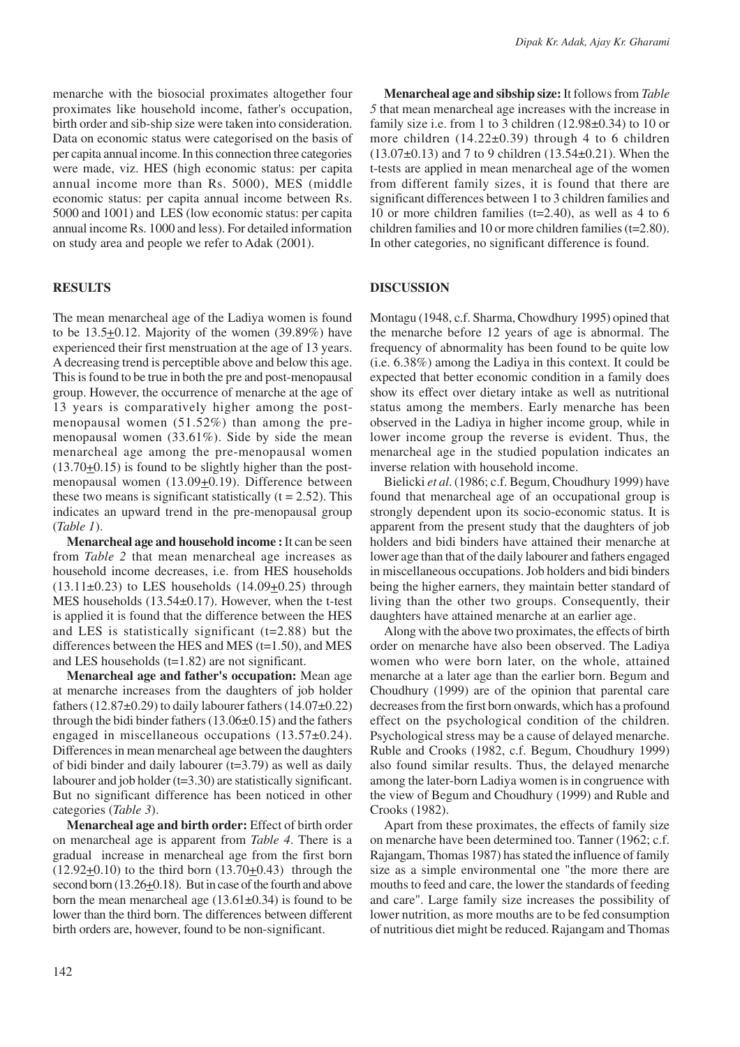menarche with the biosocial proximates altogether four proximates like household income, father's occupation, birth order and sib-ship size were taken into consideration. Data on economic status were categorised on the basis of per capita annual income. In this connection three categories were made, viz. HES (high economic status: per capita annual income more than Rs. 5000), MES (middle economic status: per capita annual income between Rs. 5000 and 1001) and LES (low economic status: per capita annual income Rs. 1000 and less). For detailed information on study area and people we refer to Adak (2001).

## RESULTS

The mean menarcheal age of the Ladiya women is found to be 13.5±0.12. Majority of the women (39.89%) have experienced their first menstruation at the age of 13 years. A decreasing trend is perceptible above and below this age. This is found to be true in both the pre and post-menopausal group. However, the occurrence of menarche at the age of 13 years is comparatively higher among the post-menopausal women (51.52%) than among the pre-menopausal women (33.61%). Side by side the mean menarcheal age among the pre-menopausal women (13.70±0.15) is found to be slightly higher than the post-menopausal women (13.09±0.19). Difference between these two means is significant statistically (t = 2.52). This indicates an upward trend in the pre-menopausal group (*Table 1*).

**Menarcheal age and household income :** It can be seen from *Table 2* that mean menarcheal age increases as household income decreases, i.e. from HES households (13.11±0.23) to LES households (14.09±0.25) through MES households (13.54±0.17). However, when the t-test is applied it is found that the difference between the HES and LES is statistically significant (t=2.88) but the differences between the HES and MES (t=1.50), and MES and LES households (t=1.82) are not significant.

**Menarcheal age and father's occupation:** Mean age at menarche increases from the daughters of job holder fathers (12.87±0.29) to daily labourer fathers (14.07±0.22) through the bidi binder fathers (13.06±0.15) and the fathers engaged in miscellaneous occupations (13.57±0.24). Differences in mean menarcheal age between the daughters of bidi binder and daily labourer (t=3.79) as well as daily labourer and job holder (t=3.30) are statistically significant. But no significant difference has been noticed in other categories (*Table 3*).

**Menarcheal age and birth order:** Effect of birth order on menarcheal age is apparent from *Table 4*. There is a gradual increase in menarcheal age from the first born (12.92±0.10) to the third born (13.70±0.43) through the second born (13.26±0.18). But in case of the fourth and above born the mean menarcheal age (13.61±0.34) is found to be lower than the third born. The differences between different birth orders are, however, found to be non-significant.

**Menarcheal age and sibship size:** It follows from *Table 5* that mean menarcheal age increases with the increase in family size i.e. from 1 to 3 children (12.98±0.34) to 10 or more children (14.22±0.39) through 4 to 6 children (13.07±0.13) and 7 to 9 children (13.54±0.21). When the t-tests are applied in mean menarcheal age of the women from different family sizes, it is found that there are significant differences between 1 to 3 children families and 10 or more children families (t=2.40), as well as 4 to 6 children families and 10 or more children families (t=2.80). In other categories, no significant difference is found.

## DISCUSSION

Montagu (1948, c.f. Sharma, Chowdhury 1995) opined that the menarche before 12 years of age is abnormal. The frequency of abnormality has been found to be quite low (i.e. 6.38%) among the Ladiya in this context. It could be expected that better economic condition in a family does show its effect over dietary intake as well as nutritional status among the members. Early menarche has been observed in the Ladiya in higher income group, while in lower income group the reverse is evident. Thus, the menarcheal age in the studied population indicates an inverse relation with household income.

Bielicki *et al*. (1986; c.f. Begum, Choudhury 1999) have found that menarcheal age of an occupational group is strongly dependent upon its socio-economic status. It is apparent from the present study that the daughters of job holders and bidi binders have attained their menarche at lower age than that of the daily labourer and fathers engaged in miscellaneous occupations. Job holders and bidi binders being the higher earners, they maintain better standard of living than the other two groups. Consequently, their daughters have attained menarche at an earlier age.

Along with the above two proximates, the effects of birth order on menarche have also been observed. The Ladiya women who were born later, on the whole, attained menarche at a later age than the earlier born. Begum and Choudhury (1999) are of the opinion that parental care decreases from the first born onwards, which has a profound effect on the psychological condition of the children. Psychological stress may be a cause of delayed menarche. Ruble and Crooks (1982, c.f. Begum, Choudhury 1999) also found similar results. Thus, the delayed menarche among the later-born Ladiya women is in congruence with the view of Begum and Choudhury (1999) and Ruble and Crooks (1982).

Apart from these proximates, the effects of family size on menarche have been determined too. Tanner (1962; c.f. Rajangam, Thomas 1987) has stated the influence of family size as a simple environmental one "the more there are mouths to feed and care, the lower the standards of feeding and care". Large family size increases the possibility of lower nutrition, as more mouths are to be fed consumption of nutritious diet might be reduced. Rajangam and Thomas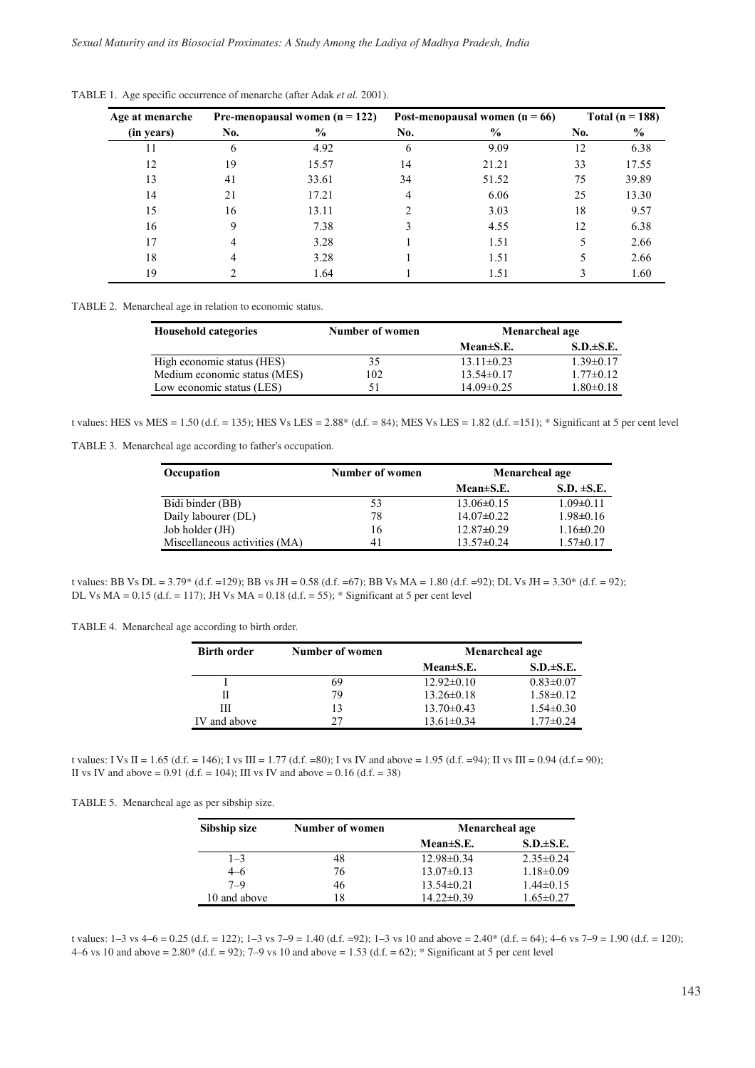TABLE 1. Age specific occurrence of menarche (after Adak *et al.* 2001).

| Age at menarche (in years) | Pre-menopausal women (n = 122) | | Post-menopausal women (n = 66) | | Total (n = 188) | |
|---|---|---|---|---|---|---|
| | No. | % | No. | % | No. | % |
| 11 | 6 | 4.92 | 6 | 9.09 | 12 | 6.38 |
| 12 | 19 | 15.57 | 14 | 21.21 | 33 | 17.55 |
| 13 | 41 | 33.61 | 34 | 51.52 | 75 | 39.89 |
| 14 | 21 | 17.21 | 4 | 6.06 | 25 | 13.30 |
| 15 | 16 | 13.11 | 2 | 3.03 | 18 | 9.57 |
| 16 | 9 | 7.38 | 3 | 4.55 | 12 | 6.38 |
| 17 | 4 | 3.28 | 1 | 1.51 | 5 | 2.66 |
| 18 | 4 | 3.28 | 1 | 1.51 | 5 | 2.66 |
| 19 | 2 | 1.64 | 1 | 1.51 | 3 | 1.60 |

TABLE 2. Menarcheal age in relation to economic status.

| Household categories | Number of women | Menarcheal age | |
|---|---|---|---|
| | | Mean±S.E. | S.D.±S.E. |
| High economic status (HES) | 35 | 13.11±0.23 | 1.39±0.17 |
| Medium economic status (MES) | 102 | 13.54±0.17 | 1.77±0.12 |
| Low economic status (LES) | 51 | 14.09±0.25 | 1.80±0.18 |

t values: HES vs MES = 1.50 (d.f. = 135); HES Vs LES = 2.88* (d.f. = 84); MES Vs LES = 1.82 (d.f. =151); * Significant at 5 per cent level

TABLE 3. Menarcheal age according to father's occupation.

| Occupation | Number of women | Menarcheal age | |
|---|---|---|---|
| | | Mean±S.E. | S.D. ±S.E. |
| Bidi binder (BB) | 53 | 13.06±0.15 | 1.09±0.11 |
| Daily labourer (DL) | 78 | 14.07±0.22 | 1.98±0.16 |
| Job holder (JH) | 16 | 12.87±0.29 | 1.16±0.20 |
| Miscellaneous activities (MA) | 41 | 13.57±0.24 | 1.57±0.17 |

t values: BB Vs DL = 3.79* (d.f. =129); BB vs JH = 0.58 (d.f. =67); BB Vs MA = 1.80 (d.f. =92); DL Vs JH = 3.30* (d.f. = 92); DL Vs MA = 0.15 (d.f. = 117); JH Vs MA = 0.18 (d.f. = 55); * Significant at 5 per cent level

TABLE 4. Menarcheal age according to birth order.

| Birth order | Number of women | Menarcheal age | |
|---|---|---|---|
| | | Mean±S.E. | S.D.±S.E. |
| I | 69 | 12.92±0.10 | 0.83±0.07 |
| II | 79 | 13.26±0.18 | 1.58±0.12 |
| III | 13 | 13.70±0.43 | 1.54±0.30 |
| IV and above | 27 | 13.61±0.34 | 1.77±0.24 |

t values: I Vs II = 1.65 (d.f. = 146); I vs III = 1.77 (d.f. =80); I vs IV and above = 1.95 (d.f. =94); II vs III = 0.94 (d.f.= 90); II vs IV and above = 0.91 (d.f. = 104); III vs IV and above = 0.16 (d.f. = 38)

TABLE 5. Menarcheal age as per sibship size.

| Sibship size | Number of women | Menarcheal age | |
|---|---|---|---|
| | | Mean±S.E. | S.D.±S.E. |
| 1–3 | 48 | 12.98±0.34 | 2.35±0.24 |
| 4–6 | 76 | 13.07±0.13 | 1.18±0.09 |
| 7–9 | 46 | 13.54±0.21 | 1.44±0.15 |
| 10 and above | 18 | 14.22±0.39 | 1.65±0.27 |

t values: 1–3 vs 4–6 = 0.25 (d.f. = 122); 1–3 vs 7–9 = 1.40 (d.f. =92); 1–3 vs 10 and above = 2.40* (d.f. = 64); 4–6 vs 7–9 = 1.90 (d.f. = 120); 4–6 vs 10 and above = 2.80* (d.f. = 92); 7–9 vs 10 and above = 1.53 (d.f. = 62); * Significant at 5 per cent level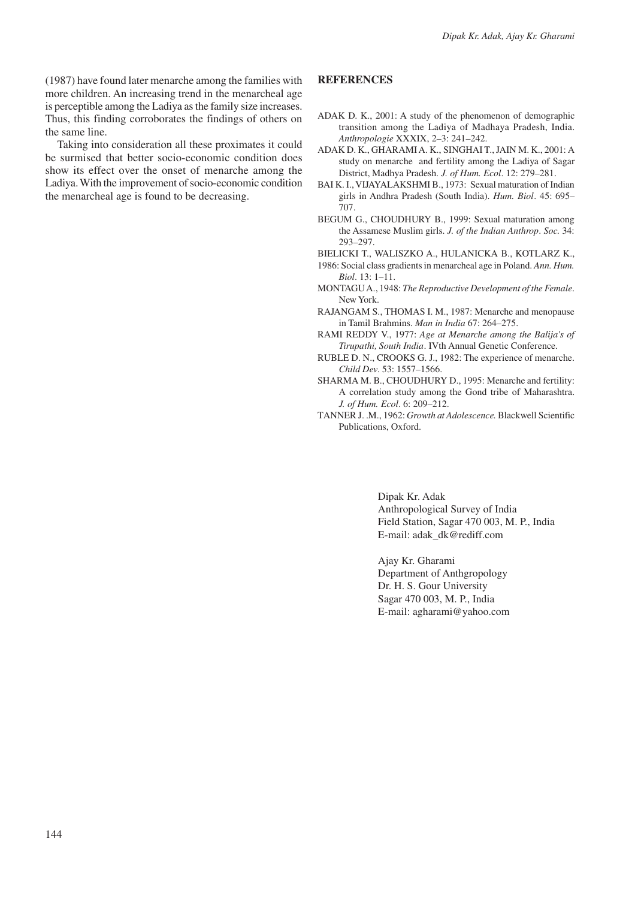(1987) have found later menarche among the families with more children. An increasing trend in the menarcheal age is perceptible among the Ladiya as the family size increases. Thus, this finding corroborates the findings of others on the same line.

Taking into consideration all these proximates it could be surmised that better socio-economic condition does show its effect over the onset of menarche among the Ladiya. With the improvement of socio-economic condition the menarcheal age is found to be decreasing.

## REFERENCES

ADAK D. K., 2001: A study of the phenomenon of demographic transition among the Ladiya of Madhaya Pradesh, India. *Anthropologie* XXXIX, 2–3: 241–242.

ADAK D. K., GHARAMI A. K., SINGHAI T., JAIN M. K., 2001: A study on menarche and fertility among the Ladiya of Sagar District, Madhya Pradesh. *J. of Hum. Ecol*. 12: 279–281.

BAI K. I., VIJAYALAKSHMI B., 1973: Sexual maturation of Indian girls in Andhra Pradesh (South India). *Hum. Biol*. 45: 695–707.

BEGUM G., CHOUDHURY B., 1999: Sexual maturation among the Assamese Muslim girls. *J. of the Indian Anthrop*. *Soc.* 34: 293–297.

BIELICKI T., WALISZKO A., HULANICKA B., KOTLARZ K., 1986: Social class gradients in menarcheal age in Poland. *Ann. Hum. Biol*. 13: 1–11.

MONTAGU A., 1948: *The Reproductive Development of the Female*. New York.

RAJANGAM S., THOMAS I. M., 1987: Menarche and menopause in Tamil Brahmins. *Man in India* 67: 264–275.

RAMI REDDY V., 1977: *Age at Menarche among the Balija's of Tirupathi, South India*. IVth Annual Genetic Conference.

RUBLE D. N., CROOKS G. J., 1982: The experience of menarche. *Child Dev*. 53: 1557–1566.

SHARMA M. B., CHOUDHURY D., 1995: Menarche and fertility: A correlation study among the Gond tribe of Maharashtra. *J. of Hum. Ecol*. 6: 209–212.

TANNER J. .M., 1962: *Growth at Adolescence.* Blackwell Scientific Publications, Oxford.

Dipak Kr. Adak
Anthropological Survey of India
Field Station, Sagar 470 003, M. P., India
E-mail: adak_dk@rediff.com

Ajay Kr. Gharami
Department of Anthgropology
Dr. H. S. Gour University
Sagar 470 003, M. P., India
E-mail: agharami@yahoo.com